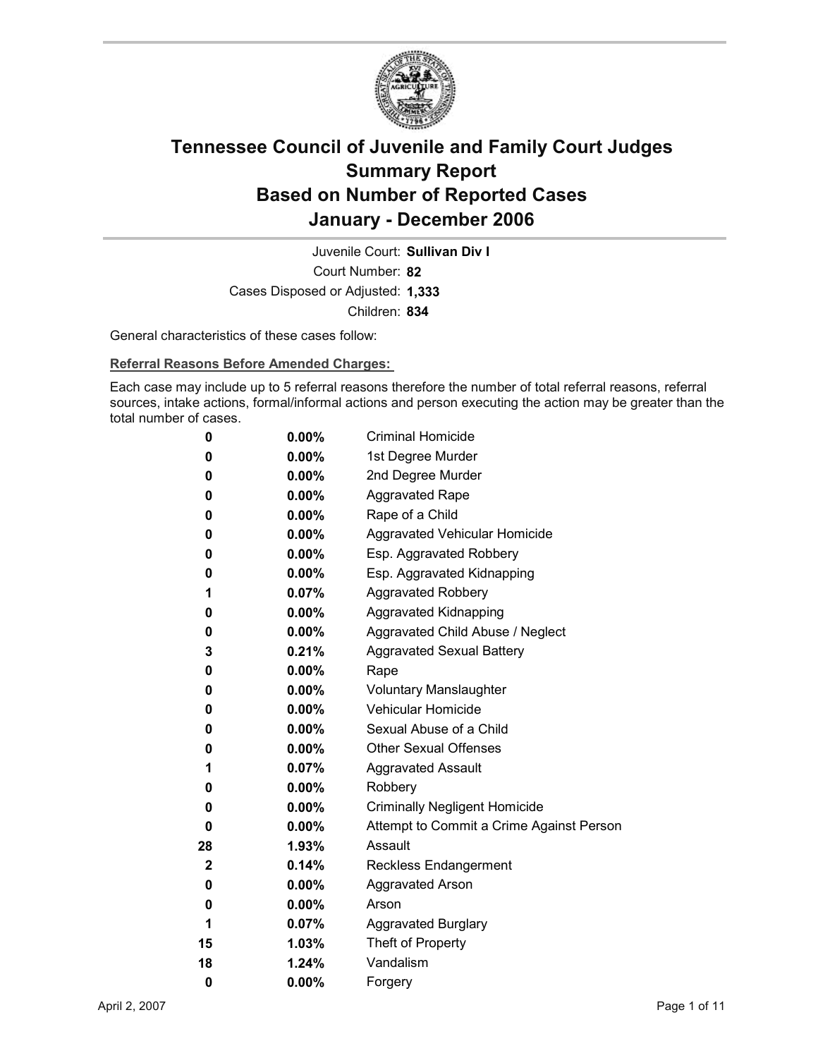# Tennessee Council of Juvenile and Family Court Judges
## Summary Report
## Based on Number of Reported Cases
## January - December 2006

Juvenile Court: **Sullivan Div I**

Court Number: **82**

Cases Disposed or Adjusted: **1,333**

Children: **834**

General characteristics of these cases follow:

**Referral Reasons Before Amended Charges:**

Each case may include up to 5 referral reasons therefore the number of total referral reasons, referral sources, intake actions, formal/informal actions and person executing the action may be greater than the total number of cases.

| Count | Percent | Referral Reason |
|---|---|---|
| 0 | 0.00% | Criminal Homicide |
| 0 | 0.00% | 1st Degree Murder |
| 0 | 0.00% | 2nd Degree Murder |
| 0 | 0.00% | Aggravated Rape |
| 0 | 0.00% | Rape of a Child |
| 0 | 0.00% | Aggravated Vehicular Homicide |
| 0 | 0.00% | Esp. Aggravated Robbery |
| 0 | 0.00% | Esp. Aggravated Kidnapping |
| 1 | 0.07% | Aggravated Robbery |
| 0 | 0.00% | Aggravated Kidnapping |
| 0 | 0.00% | Aggravated Child Abuse / Neglect |
| 3 | 0.21% | Aggravated Sexual Battery |
| 0 | 0.00% | Rape |
| 0 | 0.00% | Voluntary Manslaughter |
| 0 | 0.00% | Vehicular Homicide |
| 0 | 0.00% | Sexual Abuse of a Child |
| 0 | 0.00% | Other Sexual Offenses |
| 1 | 0.07% | Aggravated Assault |
| 0 | 0.00% | Robbery |
| 0 | 0.00% | Criminally Negligent Homicide |
| 0 | 0.00% | Attempt to Commit a Crime Against Person |
| 28 | 1.93% | Assault |
| 2 | 0.14% | Reckless Endangerment |
| 0 | 0.00% | Aggravated Arson |
| 0 | 0.00% | Arson |
| 1 | 0.07% | Aggravated Burglary |
| 15 | 1.03% | Theft of Property |
| 18 | 1.24% | Vandalism |
| 0 | 0.00% | Forgery |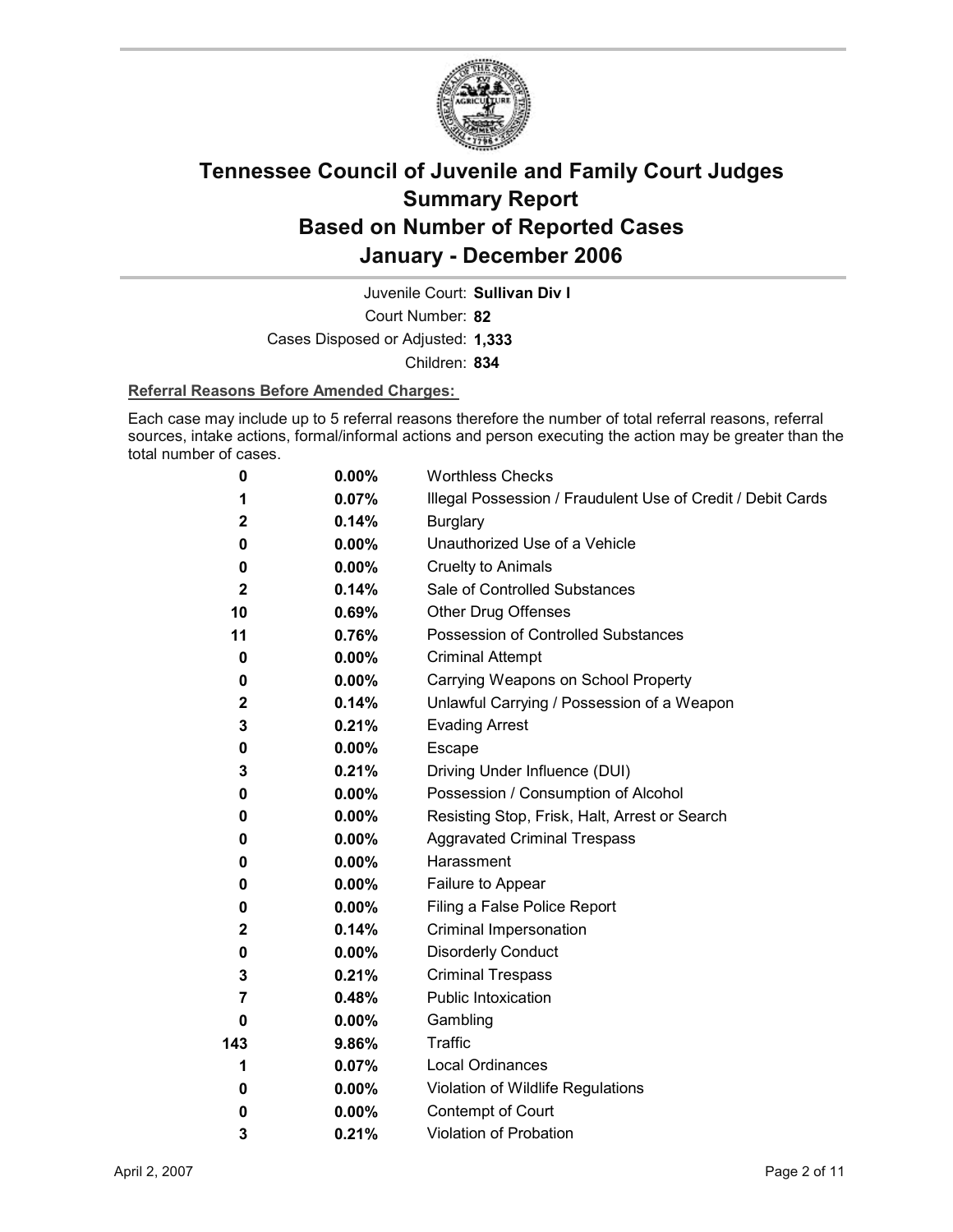# Tennessee Council of Juvenile and Family Court Judges
## Summary Report
## Based on Number of Reported Cases
## January - December 2006

Juvenile Court: **Sullivan Div I**

Court Number: **82**

Cases Disposed or Adjusted: **1,333**

Children: **834**

**Referral Reasons Before Amended Charges:**

Each case may include up to 5 referral reasons therefore the number of total referral reasons, referral sources, intake actions, formal/informal actions and person executing the action may be greater than the total number of cases.

| Count | Percent | Referral Reason |
|---|---|---|
| 0 | 0.00% | Worthless Checks |
| 1 | 0.07% | Illegal Possession / Fraudulent Use of Credit / Debit Cards |
| 2 | 0.14% | Burglary |
| 0 | 0.00% | Unauthorized Use of a Vehicle |
| 0 | 0.00% | Cruelty to Animals |
| 2 | 0.14% | Sale of Controlled Substances |
| 10 | 0.69% | Other Drug Offenses |
| 11 | 0.76% | Possession of Controlled Substances |
| 0 | 0.00% | Criminal Attempt |
| 0 | 0.00% | Carrying Weapons on School Property |
| 2 | 0.14% | Unlawful Carrying / Possession of a Weapon |
| 3 | 0.21% | Evading Arrest |
| 0 | 0.00% | Escape |
| 3 | 0.21% | Driving Under Influence (DUI) |
| 0 | 0.00% | Possession / Consumption of Alcohol |
| 0 | 0.00% | Resisting Stop, Frisk, Halt, Arrest or Search |
| 0 | 0.00% | Aggravated Criminal Trespass |
| 0 | 0.00% | Harassment |
| 0 | 0.00% | Failure to Appear |
| 0 | 0.00% | Filing a False Police Report |
| 2 | 0.14% | Criminal Impersonation |
| 0 | 0.00% | Disorderly Conduct |
| 3 | 0.21% | Criminal Trespass |
| 7 | 0.48% | Public Intoxication |
| 0 | 0.00% | Gambling |
| 143 | 9.86% | Traffic |
| 1 | 0.07% | Local Ordinances |
| 0 | 0.00% | Violation of Wildlife Regulations |
| 0 | 0.00% | Contempt of Court |
| 3 | 0.21% | Violation of Probation |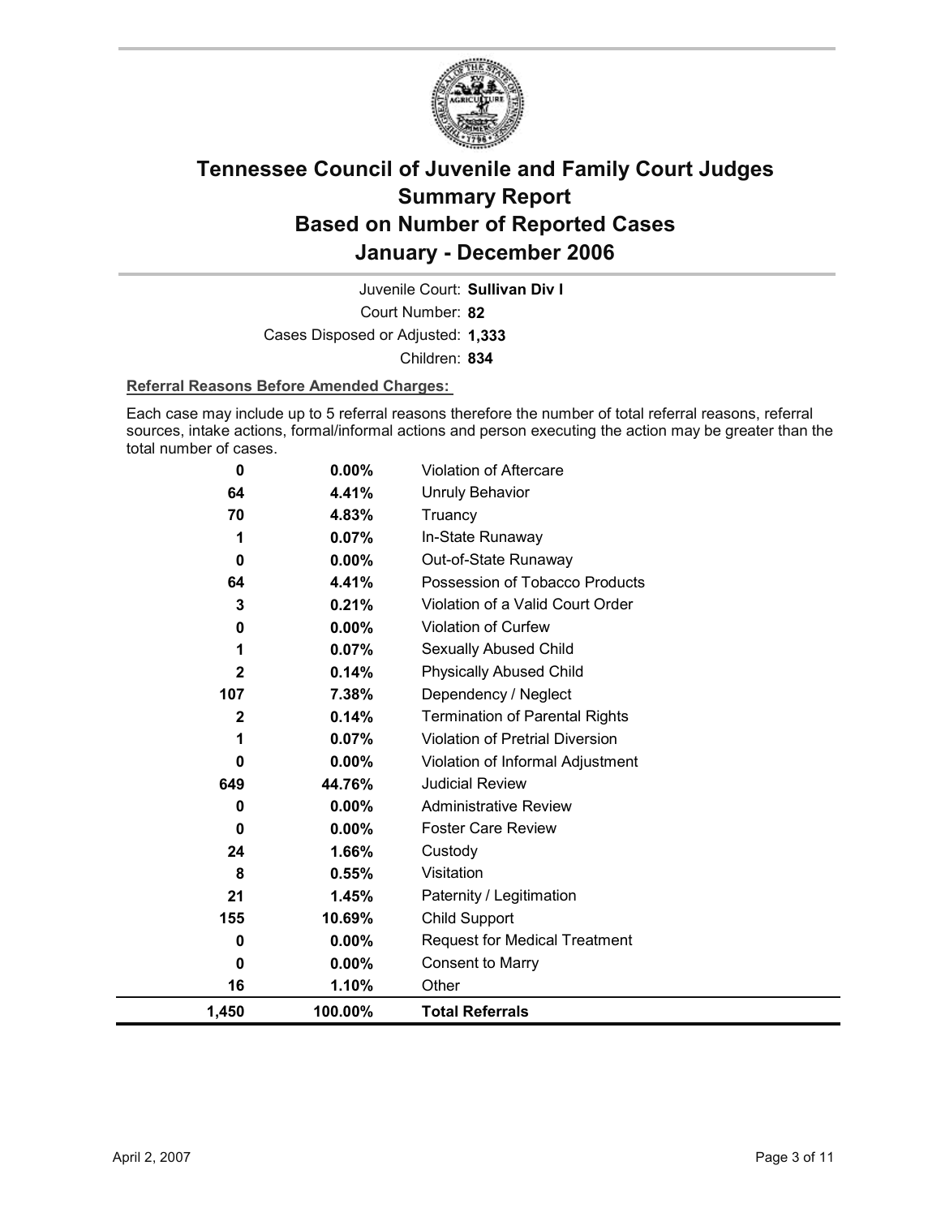# Tennessee Council of Juvenile and Family Court Judges Summary Report Based on Number of Reported Cases January - December 2006

Juvenile Court: **Sullivan Div I**

Court Number: **82**

Cases Disposed or Adjusted: **1,333**

Children: **834**

**Referral Reasons Before Amended Charges:**

Each case may include up to 5 referral reasons therefore the number of total referral reasons, referral sources, intake actions, formal/informal actions and person executing the action may be greater than the total number of cases.

| | | |
|---|---|---|
| 0 | 0.00% | Violation of Aftercare |
| 64 | 4.41% | Unruly Behavior |
| 70 | 4.83% | Truancy |
| 1 | 0.07% | In-State Runaway |
| 0 | 0.00% | Out-of-State Runaway |
| 64 | 4.41% | Possession of Tobacco Products |
| 3 | 0.21% | Violation of a Valid Court Order |
| 0 | 0.00% | Violation of Curfew |
| 1 | 0.07% | Sexually Abused Child |
| 2 | 0.14% | Physically Abused Child |
| 107 | 7.38% | Dependency / Neglect |
| 2 | 0.14% | Termination of Parental Rights |
| 1 | 0.07% | Violation of Pretrial Diversion |
| 0 | 0.00% | Violation of Informal Adjustment |
| 649 | 44.76% | Judicial Review |
| 0 | 0.00% | Administrative Review |
| 0 | 0.00% | Foster Care Review |
| 24 | 1.66% | Custody |
| 8 | 0.55% | Visitation |
| 21 | 1.45% | Paternity / Legitimation |
| 155 | 10.69% | Child Support |
| 0 | 0.00% | Request for Medical Treatment |
| 0 | 0.00% | Consent to Marry |
| 16 | 1.10% | Other |
| **1,450** | **100.00%** | **Total Referrals** |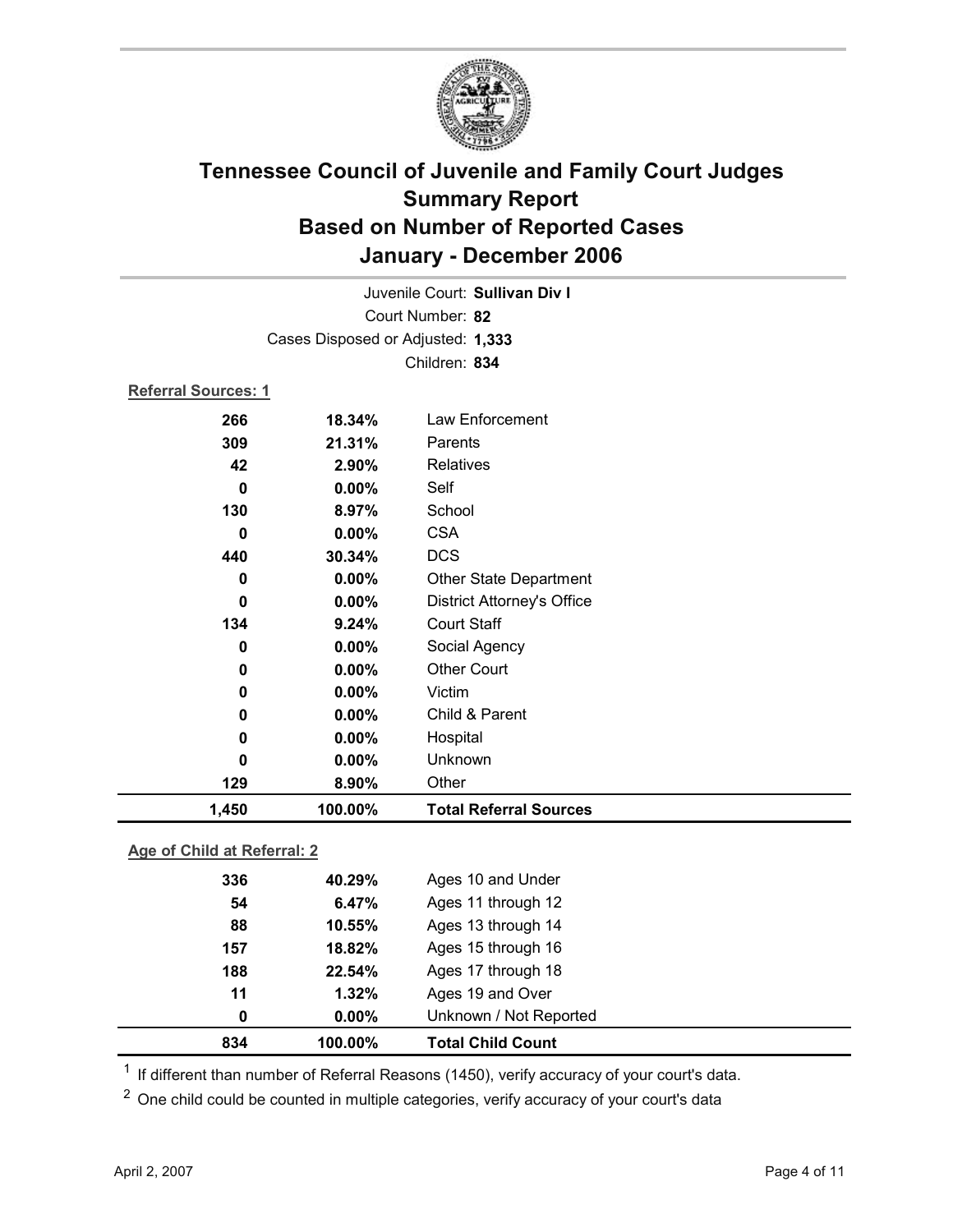# Tennessee Council of Juvenile and Family Court Judges
## Summary Report
## Based on Number of Reported Cases
## January - December 2006

Juvenile Court: **Sullivan Div I**
Court Number: **82**
Cases Disposed or Adjusted: **1,333**
Children: **834**

**Referral Sources: 1**

| Count | Percent | Source |
|---|---|---|
| 266 | 18.34% | Law Enforcement |
| 309 | 21.31% | Parents |
| 42 | 2.90% | Relatives |
| 0 | 0.00% | Self |
| 130 | 8.97% | School |
| 0 | 0.00% | CSA |
| 440 | 30.34% | DCS |
| 0 | 0.00% | Other State Department |
| 0 | 0.00% | District Attorney's Office |
| 134 | 9.24% | Court Staff |
| 0 | 0.00% | Social Agency |
| 0 | 0.00% | Other Court |
| 0 | 0.00% | Victim |
| 0 | 0.00% | Child & Parent |
| 0 | 0.00% | Hospital |
| 0 | 0.00% | Unknown |
| 129 | 8.90% | Other |
| **1,450** | **100.00%** | **Total Referral Sources** |

**Age of Child at Referral: 2**

| Count | Percent | Age |
|---|---|---|
| 336 | 40.29% | Ages 10 and Under |
| 54 | 6.47% | Ages 11 through 12 |
| 88 | 10.55% | Ages 13 through 14 |
| 157 | 18.82% | Ages 15 through 16 |
| 188 | 22.54% | Ages 17 through 18 |
| 11 | 1.32% | Ages 19 and Over |
| 0 | 0.00% | Unknown / Not Reported |
| **834** | **100.00%** | **Total Child Count** |

[1] If different than number of Referral Reasons (1450), verify accuracy of your court's data.

[2] One child could be counted in multiple categories, verify accuracy of your court's data

April 2, 2007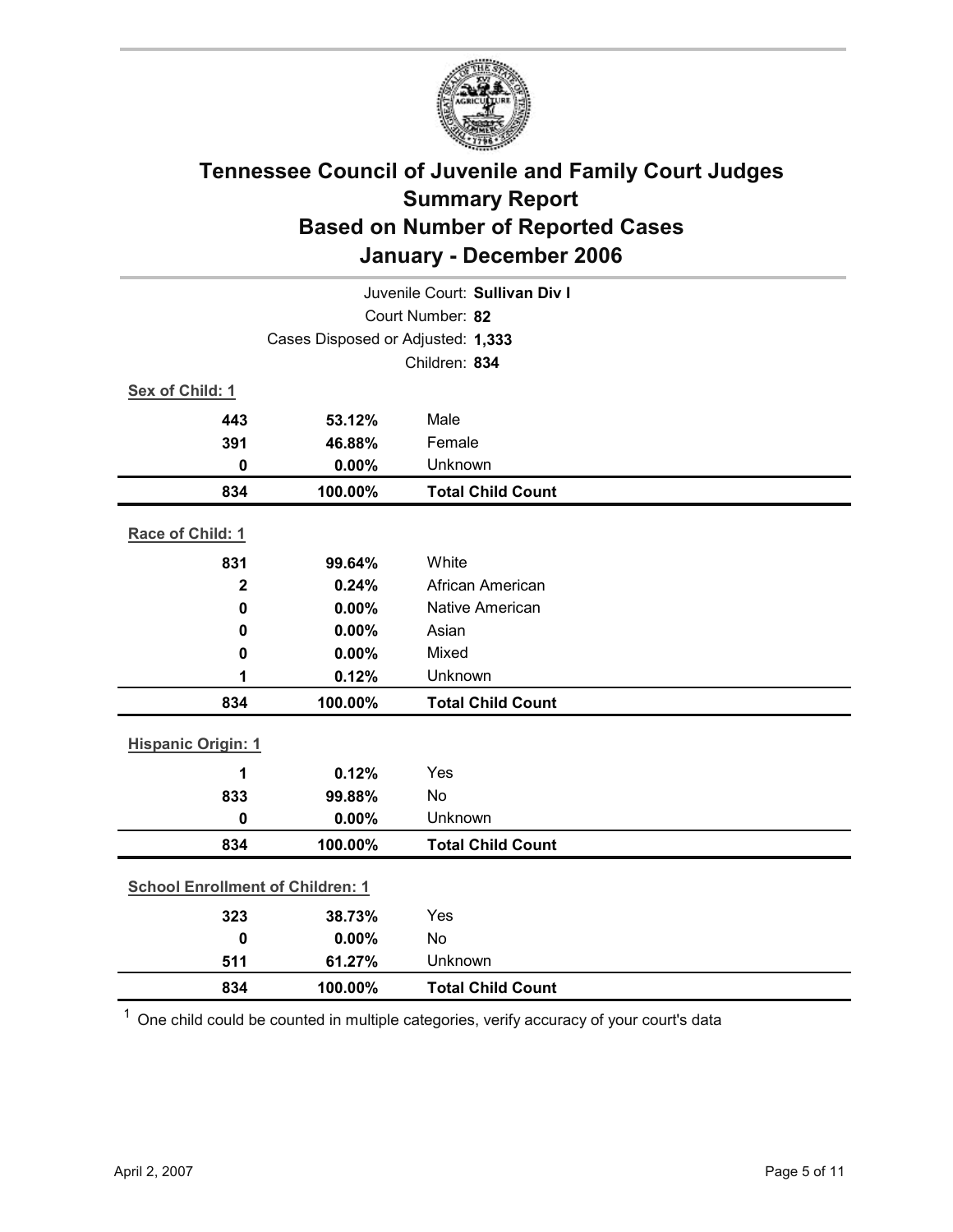# Tennessee Council of Juvenile and Family Court Judges
## Summary Report
## Based on Number of Reported Cases
## January - December 2006

Juvenile Court: **Sullivan Div I**

Court Number: **82**

Cases Disposed or Adjusted: **1,333**

Children: **834**

**Sex of Child: 1**

| Count | Percent | Category |
|---|---|---|
| 443 | 53.12% | Male |
| 391 | 46.88% | Female |
| 0 | 0.00% | Unknown |
| **834** | **100.00%** | **Total Child Count** |

**Race of Child: 1**

| Count | Percent | Category |
|---|---|---|
| 831 | 99.64% | White |
| 2 | 0.24% | African American |
| 0 | 0.00% | Native American |
| 0 | 0.00% | Asian |
| 0 | 0.00% | Mixed |
| 1 | 0.12% | Unknown |
| **834** | **100.00%** | **Total Child Count** |

**Hispanic Origin: 1**

| Count | Percent | Category |
|---|---|---|
| 1 | 0.12% | Yes |
| 833 | 99.88% | No |
| 0 | 0.00% | Unknown |
| **834** | **100.00%** | **Total Child Count** |

**School Enrollment of Children: 1**

| Count | Percent | Category |
|---|---|---|
| 323 | 38.73% | Yes |
| 0 | 0.00% | No |
| 511 | 61.27% | Unknown |
| **834** | **100.00%** | **Total Child Count** |

[1] One child could be counted in multiple categories, verify accuracy of your court's data

April 2, 2007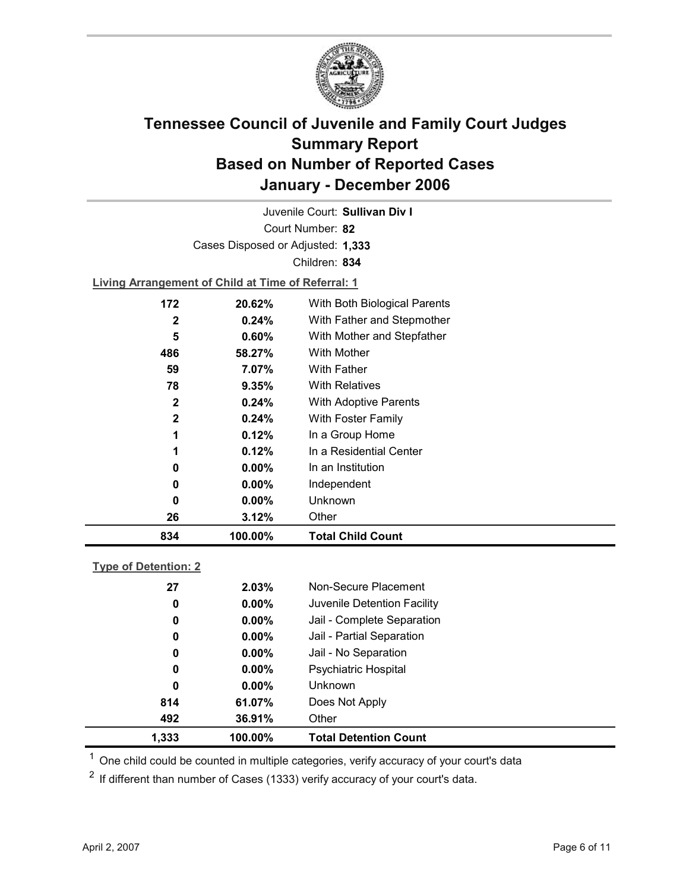# Tennessee Council of Juvenile and Family Court Judges Summary Report Based on Number of Reported Cases January - December 2006

Juvenile Court: **Sullivan Div I**

Court Number: **82**

Cases Disposed or Adjusted: **1,333**

Children: **834**

**Living Arrangement of Child at Time of Referral: 1**

| Count | Percent | Category |
|---|---|---|
| 172 | 20.62% | With Both Biological Parents |
| 2 | 0.24% | With Father and Stepmother |
| 5 | 0.60% | With Mother and Stepfather |
| 486 | 58.27% | With Mother |
| 59 | 7.07% | With Father |
| 78 | 9.35% | With Relatives |
| 2 | 0.24% | With Adoptive Parents |
| 2 | 0.24% | With Foster Family |
| 1 | 0.12% | In a Group Home |
| 1 | 0.12% | In a Residential Center |
| 0 | 0.00% | In an Institution |
| 0 | 0.00% | Independent |
| 0 | 0.00% | Unknown |
| 26 | 3.12% | Other |
| **834** | **100.00%** | **Total Child Count** |

**Type of Detention: 2**

| Count | Percent | Category |
|---|---|---|
| 27 | 2.03% | Non-Secure Placement |
| 0 | 0.00% | Juvenile Detention Facility |
| 0 | 0.00% | Jail - Complete Separation |
| 0 | 0.00% | Jail - Partial Separation |
| 0 | 0.00% | Jail - No Separation |
| 0 | 0.00% | Psychiatric Hospital |
| 0 | 0.00% | Unknown |
| 814 | 61.07% | Does Not Apply |
| 492 | 36.91% | Other |
| **1,333** | **100.00%** | **Total Detention Count** |

[1] One child could be counted in multiple categories, verify accuracy of your court's data

[2] If different than number of Cases (1333) verify accuracy of your court's data.

April 2, 2007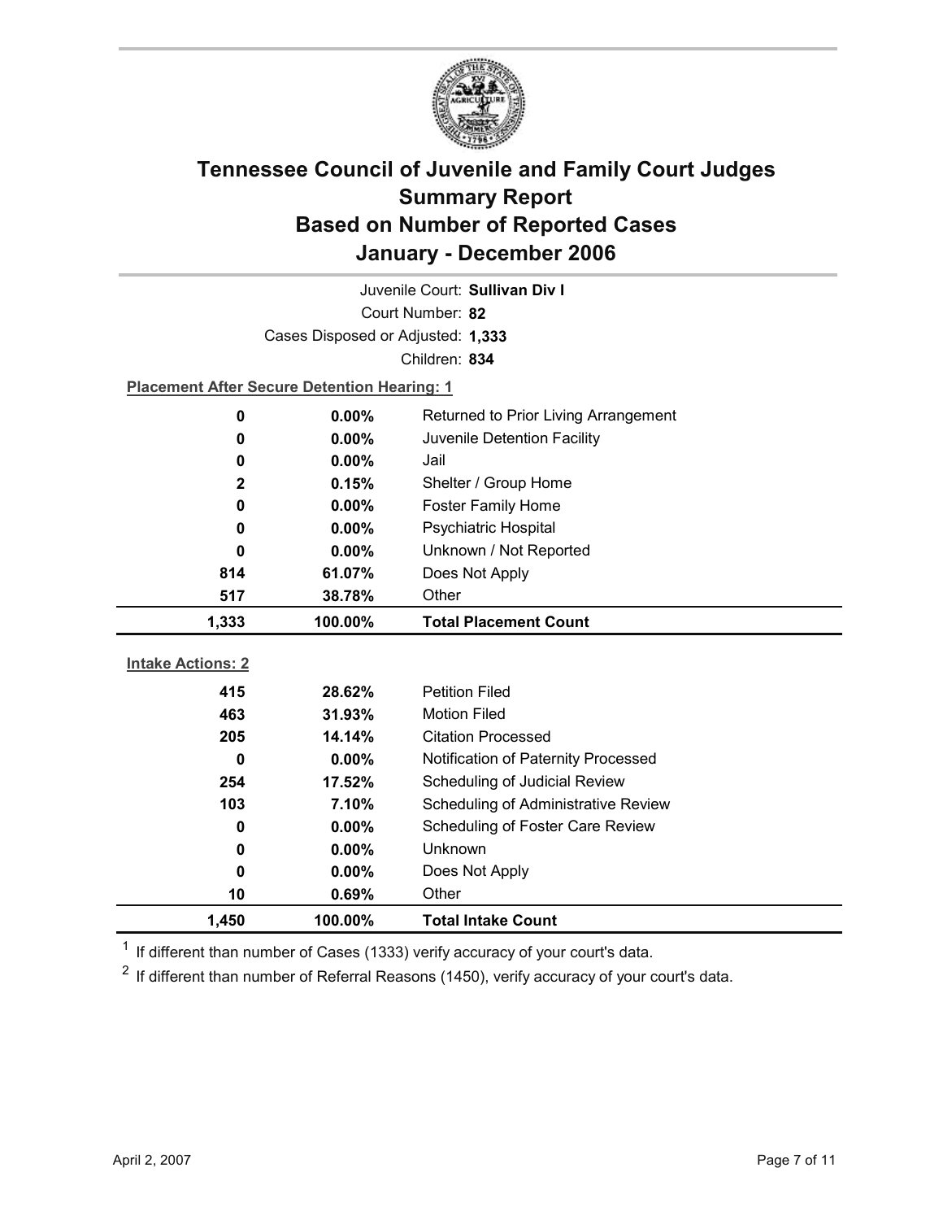# Tennessee Council of Juvenile and Family Court Judges
## Summary Report
## Based on Number of Reported Cases
## January - December 2006

Juvenile Court: **Sullivan Div I**

Court Number: **82**

Cases Disposed or Adjusted: **1,333**

Children: **834**

**Placement After Secure Detention Hearing: 1**

| Count | Percent | Placement |
|---|---|---|
| 0 | 0.00% | Returned to Prior Living Arrangement |
| 0 | 0.00% | Juvenile Detention Facility |
| 0 | 0.00% | Jail |
| 2 | 0.15% | Shelter / Group Home |
| 0 | 0.00% | Foster Family Home |
| 0 | 0.00% | Psychiatric Hospital |
| 0 | 0.00% | Unknown / Not Reported |
| 814 | 61.07% | Does Not Apply |
| 517 | 38.78% | Other |
| **1,333** | **100.00%** | **Total Placement Count** |

**Intake Actions: 2**

| Count | Percent | Intake Action |
|---|---|---|
| 415 | 28.62% | Petition Filed |
| 463 | 31.93% | Motion Filed |
| 205 | 14.14% | Citation Processed |
| 0 | 0.00% | Notification of Paternity Processed |
| 254 | 17.52% | Scheduling of Judicial Review |
| 103 | 7.10% | Scheduling of Administrative Review |
| 0 | 0.00% | Scheduling of Foster Care Review |
| 0 | 0.00% | Unknown |
| 0 | 0.00% | Does Not Apply |
| 10 | 0.69% | Other |
| **1,450** | **100.00%** | **Total Intake Count** |

[1] If different than number of Cases (1333) verify accuracy of your court's data.

[2] If different than number of Referral Reasons (1450), verify accuracy of your court's data.

April 2, 2007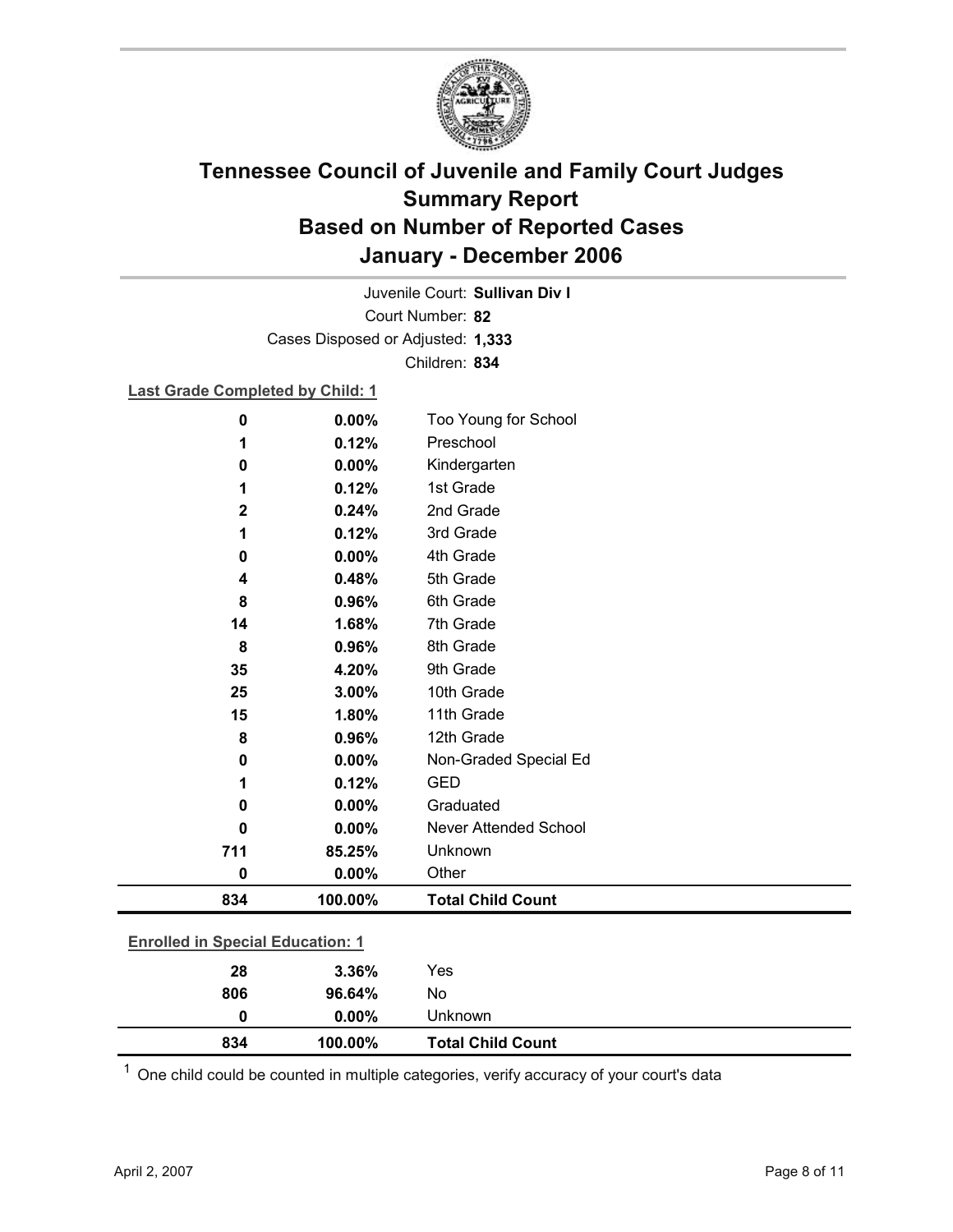# Tennessee Council of Juvenile and Family Court Judges
# Summary Report
# Based on Number of Reported Cases
# January - December 2006

Juvenile Court: **Sullivan Div I**
Court Number: **82**
Cases Disposed or Adjusted: **1,333**
Children: **834**

**Last Grade Completed by Child: 1**

| Count | Percent | Category |
|---|---|---|
| 0 | 0.00% | Too Young for School |
| 1 | 0.12% | Preschool |
| 0 | 0.00% | Kindergarten |
| 1 | 0.12% | 1st Grade |
| 2 | 0.24% | 2nd Grade |
| 1 | 0.12% | 3rd Grade |
| 0 | 0.00% | 4th Grade |
| 4 | 0.48% | 5th Grade |
| 8 | 0.96% | 6th Grade |
| 14 | 1.68% | 7th Grade |
| 8 | 0.96% | 8th Grade |
| 35 | 4.20% | 9th Grade |
| 25 | 3.00% | 10th Grade |
| 15 | 1.80% | 11th Grade |
| 8 | 0.96% | 12th Grade |
| 0 | 0.00% | Non-Graded Special Ed |
| 1 | 0.12% | GED |
| 0 | 0.00% | Graduated |
| 0 | 0.00% | Never Attended School |
| 711 | 85.25% | Unknown |
| 0 | 0.00% | Other |
| **834** | **100.00%** | **Total Child Count** |

**Enrolled in Special Education: 1**

| Count | Percent | Category |
|---|---|---|
| 28 | 3.36% | Yes |
| 806 | 96.64% | No |
| 0 | 0.00% | Unknown |
| **834** | **100.00%** | **Total Child Count** |

[1] One child could be counted in multiple categories, verify accuracy of your court's data

April 2, 2007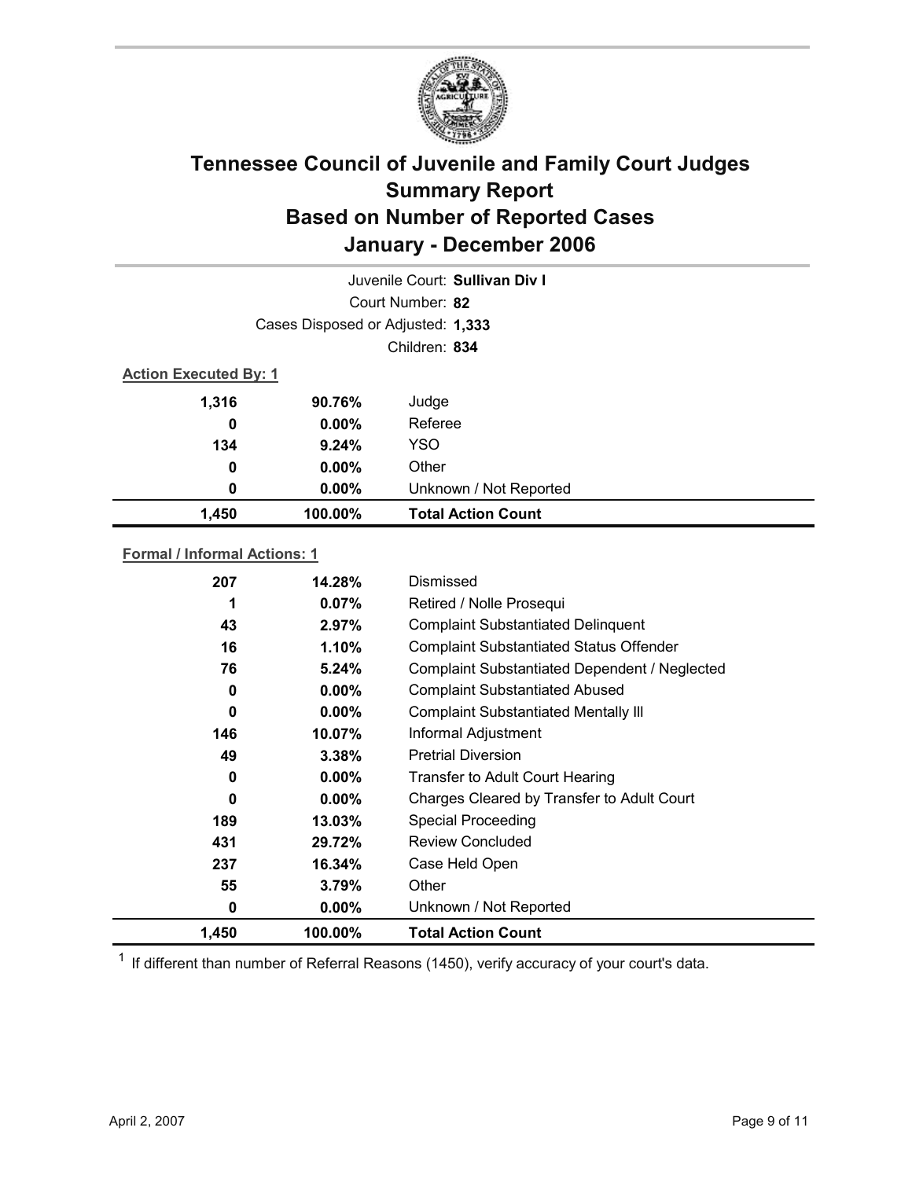# Tennessee Council of Juvenile and Family Court Judges
## Summary Report
## Based on Number of Reported Cases
## January - December 2006

Juvenile Court: **Sullivan Div I**

Court Number: **82**

Cases Disposed or Adjusted: **1,333**

Children: **834**

**Action Executed By: 1**

| Count | Percent | Action |
|---|---|---|
| 1,316 | 90.76% | Judge |
| 0 | 0.00% | Referee |
| 134 | 9.24% | YSO |
| 0 | 0.00% | Other |
| 0 | 0.00% | Unknown / Not Reported |
| **1,450** | **100.00%** | **Total Action Count** |

**Formal / Informal Actions: 1**

| Count | Percent | Action |
|---|---|---|
| 207 | 14.28% | Dismissed |
| 1 | 0.07% | Retired / Nolle Prosequi |
| 43 | 2.97% | Complaint Substantiated Delinquent |
| 16 | 1.10% | Complaint Substantiated Status Offender |
| 76 | 5.24% | Complaint Substantiated Dependent / Neglected |
| 0 | 0.00% | Complaint Substantiated Abused |
| 0 | 0.00% | Complaint Substantiated Mentally Ill |
| 146 | 10.07% | Informal Adjustment |
| 49 | 3.38% | Pretrial Diversion |
| 0 | 0.00% | Transfer to Adult Court Hearing |
| 0 | 0.00% | Charges Cleared by Transfer to Adult Court |
| 189 | 13.03% | Special Proceeding |
| 431 | 29.72% | Review Concluded |
| 237 | 16.34% | Case Held Open |
| 55 | 3.79% | Other |
| 0 | 0.00% | Unknown / Not Reported |
| **1,450** | **100.00%** | **Total Action Count** |

[1] If different than number of Referral Reasons (1450), verify accuracy of your court's data.

April 2, 2007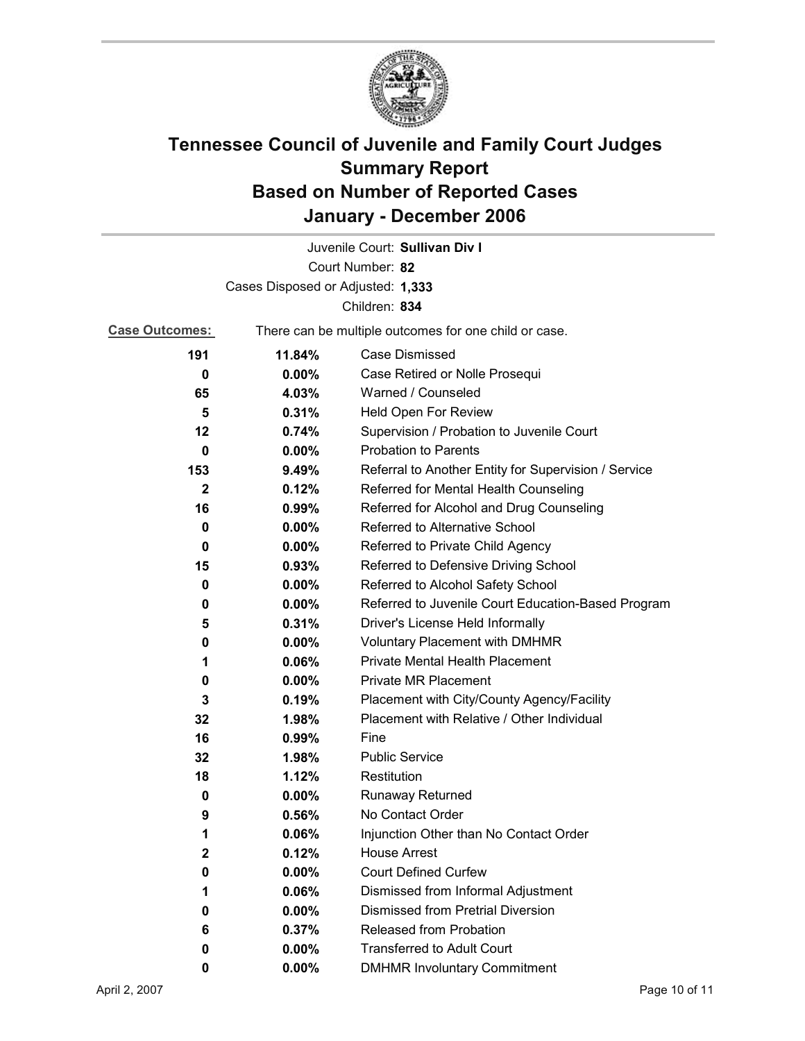# Tennessee Council of Juvenile and Family Court Judges
# Summary Report
# Based on Number of Reported Cases
# January - December 2006

Juvenile Court: **Sullivan Div I**

Court Number: **82**

Cases Disposed or Adjusted: **1,333**

Children: **834**

**Case Outcomes:** There can be multiple outcomes for one child or case.

| Count | Percent | Outcome |
|---|---|---|
| 191 | 11.84% | Case Dismissed |
| 0 | 0.00% | Case Retired or Nolle Prosequi |
| 65 | 4.03% | Warned / Counseled |
| 5 | 0.31% | Held Open For Review |
| 12 | 0.74% | Supervision / Probation to Juvenile Court |
| 0 | 0.00% | Probation to Parents |
| 153 | 9.49% | Referral to Another Entity for Supervision / Service |
| 2 | 0.12% | Referred for Mental Health Counseling |
| 16 | 0.99% | Referred for Alcohol and Drug Counseling |
| 0 | 0.00% | Referred to Alternative School |
| 0 | 0.00% | Referred to Private Child Agency |
| 15 | 0.93% | Referred to Defensive Driving School |
| 0 | 0.00% | Referred to Alcohol Safety School |
| 0 | 0.00% | Referred to Juvenile Court Education-Based Program |
| 5 | 0.31% | Driver's License Held Informally |
| 0 | 0.00% | Voluntary Placement with DMHMR |
| 1 | 0.06% | Private Mental Health Placement |
| 0 | 0.00% | Private MR Placement |
| 3 | 0.19% | Placement with City/County Agency/Facility |
| 32 | 1.98% | Placement with Relative / Other Individual |
| 16 | 0.99% | Fine |
| 32 | 1.98% | Public Service |
| 18 | 1.12% | Restitution |
| 0 | 0.00% | Runaway Returned |
| 9 | 0.56% | No Contact Order |
| 1 | 0.06% | Injunction Other than No Contact Order |
| 2 | 0.12% | House Arrest |
| 0 | 0.00% | Court Defined Curfew |
| 1 | 0.06% | Dismissed from Informal Adjustment |
| 0 | 0.00% | Dismissed from Pretrial Diversion |
| 6 | 0.37% | Released from Probation |
| 0 | 0.00% | Transferred to Adult Court |
| 0 | 0.00% | DMHMR Involuntary Commitment |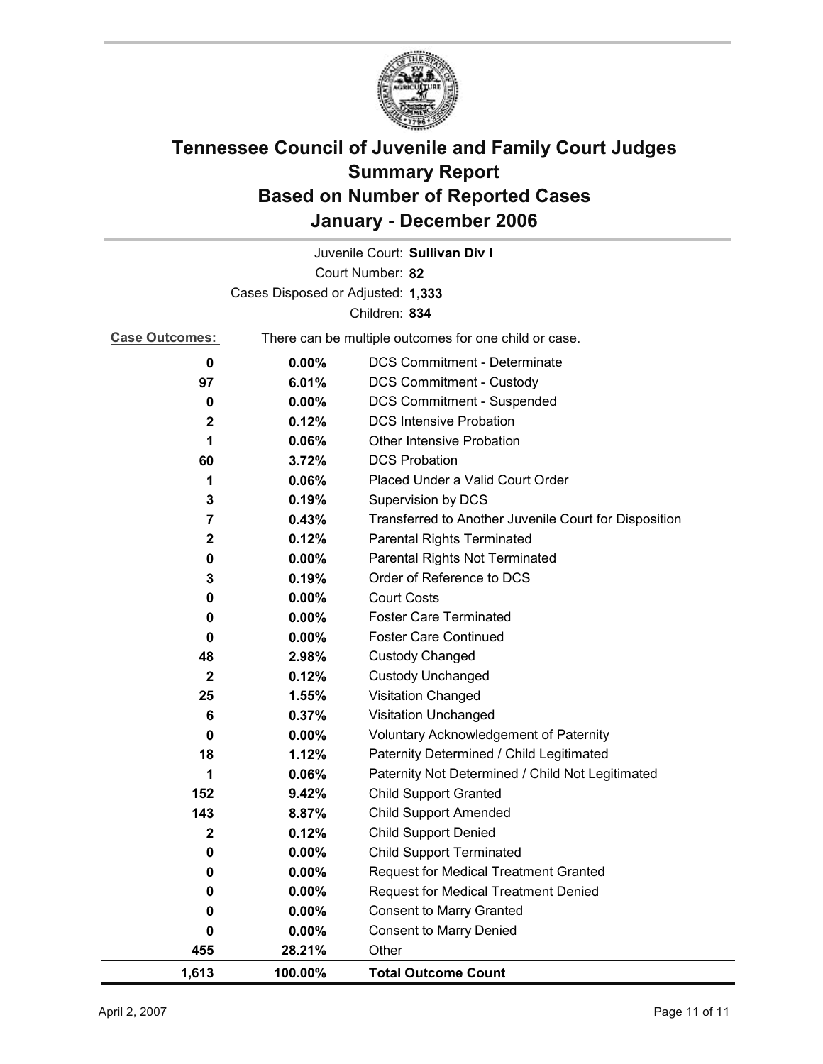# Tennessee Council of Juvenile and Family Court Judges Summary Report Based on Number of Reported Cases January - December 2006

Juvenile Court: **Sullivan Div I**

Court Number: **82**

Cases Disposed or Adjusted: **1,333**

Children: **834**

**Case Outcomes:** There can be multiple outcomes for one child or case.

| | | |
|---|---|---|
| 0 | 0.00% | DCS Commitment - Determinate |
| 97 | 6.01% | DCS Commitment - Custody |
| 0 | 0.00% | DCS Commitment - Suspended |
| 2 | 0.12% | DCS Intensive Probation |
| 1 | 0.06% | Other Intensive Probation |
| 60 | 3.72% | DCS Probation |
| 1 | 0.06% | Placed Under a Valid Court Order |
| 3 | 0.19% | Supervision by DCS |
| 7 | 0.43% | Transferred to Another Juvenile Court for Disposition |
| 2 | 0.12% | Parental Rights Terminated |
| 0 | 0.00% | Parental Rights Not Terminated |
| 3 | 0.19% | Order of Reference to DCS |
| 0 | 0.00% | Court Costs |
| 0 | 0.00% | Foster Care Terminated |
| 0 | 0.00% | Foster Care Continued |
| 48 | 2.98% | Custody Changed |
| 2 | 0.12% | Custody Unchanged |
| 25 | 1.55% | Visitation Changed |
| 6 | 0.37% | Visitation Unchanged |
| 0 | 0.00% | Voluntary Acknowledgement of Paternity |
| 18 | 1.12% | Paternity Determined / Child Legitimated |
| 1 | 0.06% | Paternity Not Determined / Child Not Legitimated |
| 152 | 9.42% | Child Support Granted |
| 143 | 8.87% | Child Support Amended |
| 2 | 0.12% | Child Support Denied |
| 0 | 0.00% | Child Support Terminated |
| 0 | 0.00% | Request for Medical Treatment Granted |
| 0 | 0.00% | Request for Medical Treatment Denied |
| 0 | 0.00% | Consent to Marry Granted |
| 0 | 0.00% | Consent to Marry Denied |
| 455 | 28.21% | Other |
| **1,613** | **100.00%** | **Total Outcome Count** |

April 2, 2007